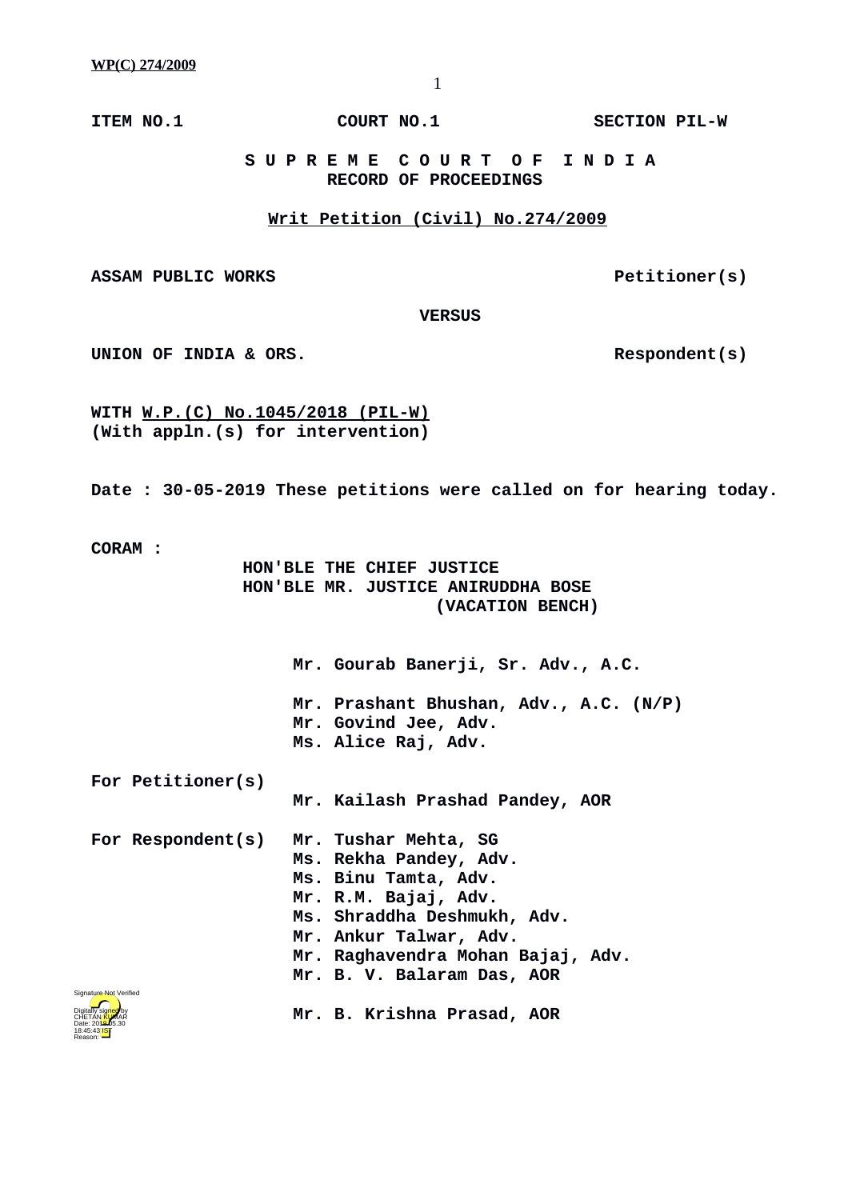**ITEM NO.1 COURT NO.1 SECTION PIL-W**

**S U P R E M E C O U R T O F I N D I A**
**RECORD OF PROCEEDINGS**

**Writ Petition (Civil) No.274/2009**

**ASSAM PUBLIC WORKS** Petitioner(s)

**VERSUS**

**UNION OF INDIA & ORS.** Respondent(s)

**WITH W.P.(C) No.1045/2018 (PIL-W)**
**(With appln.(s) for intervention)**

**Date : 30-05-2019 These petitions were called on for hearing today.**

**CORAM :**
**HON'BLE THE CHIEF JUSTICE**
**HON'BLE MR. JUSTICE ANIRUDDHA BOSE**
**(VACATION BENCH)**

Mr. Gourab Banerji, Sr. Adv., A.C.

Mr. Prashant Bhushan, Adv., A.C. (N/P)
Mr. Govind Jee, Adv.
Ms. Alice Raj, Adv.

**For Petitioner(s)**
Mr. Kailash Prashad Pandey, AOR

**For Respondent(s)**
Mr. Tushar Mehta, SG
Ms. Rekha Pandey, Adv.
Ms. Binu Tamta, Adv.
Mr. R.M. Bajaj, Adv.
Ms. Shraddha Deshmukh, Adv.
Mr. Ankur Talwar, Adv.
Mr. Raghavendra Mohan Bajaj, Adv.
Mr. B. V. Balaram Das, AOR

Mr. B. Krishna Prasad, AOR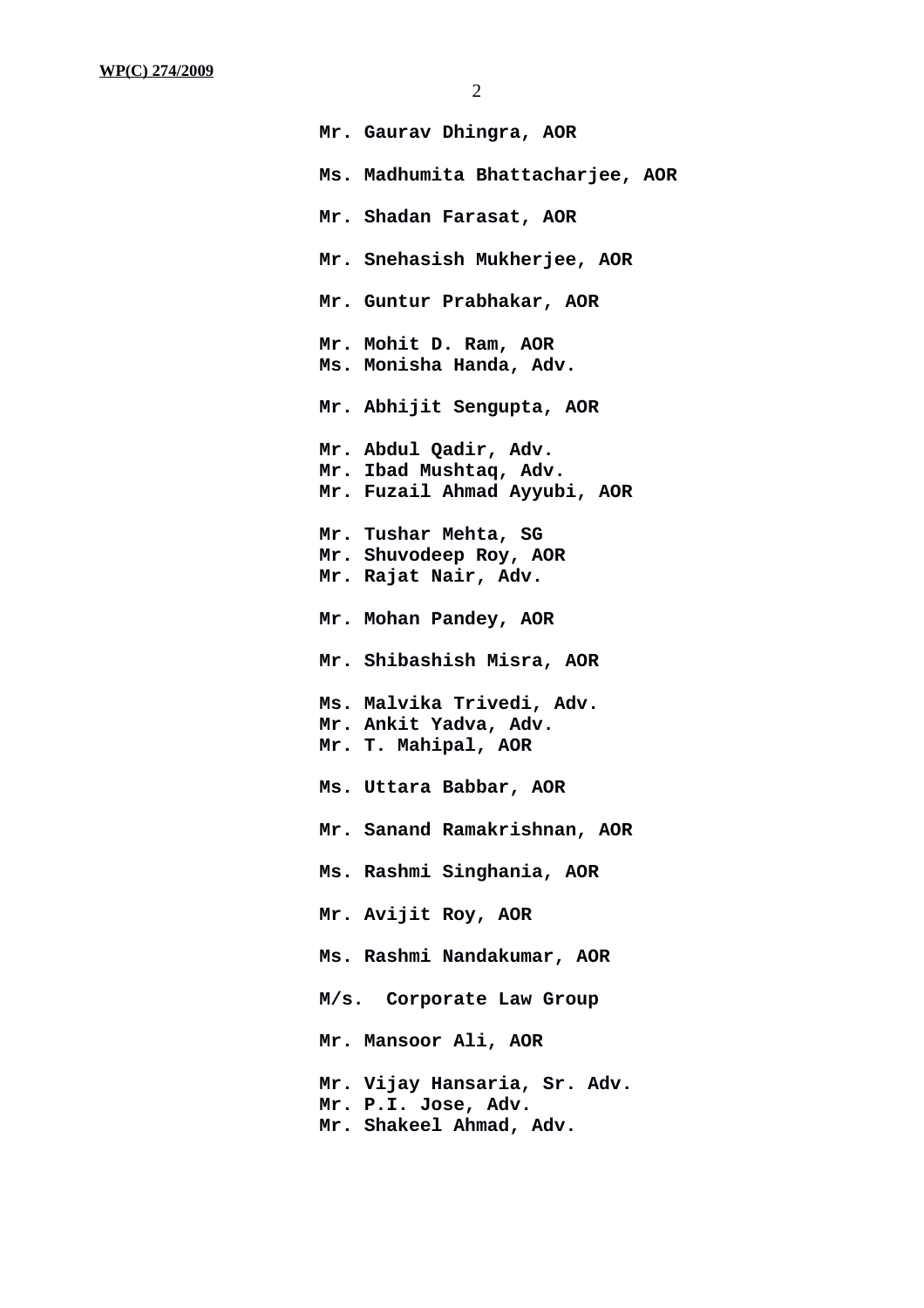**Mr. Gaurav Dhingra, AOR**

**Ms. Madhumita Bhattacharjee, AOR**

**Mr. Shadan Farasat, AOR**

**Mr. Snehasish Mukherjee, AOR**

**Mr. Guntur Prabhakar, AOR**

**Mr. Mohit D. Ram, AOR**
**Ms. Monisha Handa, Adv.**

**Mr. Abhijit Sengupta, AOR**

**Mr. Abdul Qadir, Adv.**
**Mr. Ibad Mushtaq, Adv.**
**Mr. Fuzail Ahmad Ayyubi, AOR**

**Mr. Tushar Mehta, SG**
**Mr. Shuvodeep Roy, AOR**
**Mr. Rajat Nair, Adv.**

**Mr. Mohan Pandey, AOR**

**Mr. Shibashish Misra, AOR**

**Ms. Malvika Trivedi, Adv.**
**Mr. Ankit Yadva, Adv.**
**Mr. T. Mahipal, AOR**

**Ms. Uttara Babbar, AOR**

**Mr. Sanand Ramakrishnan, AOR**

**Ms. Rashmi Singhania, AOR**

**Mr. Avijit Roy, AOR**

**Ms. Rashmi Nandakumar, AOR**

**M/s. Corporate Law Group**

**Mr. Mansoor Ali, AOR**

**Mr. Vijay Hansaria, Sr. Adv.**
**Mr. P.I. Jose, Adv.**
**Mr. Shakeel Ahmad, Adv.**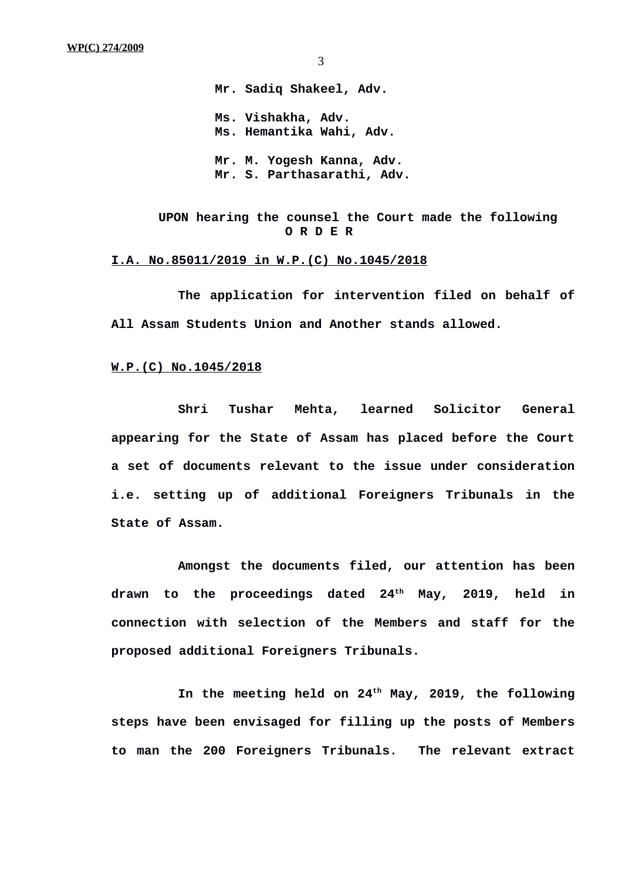Mr. Sadiq Shakeel, Adv.

Ms. Vishakha, Adv.
Ms. Hemantika Wahi, Adv.

Mr. M. Yogesh Kanna, Adv.
Mr. S. Parthasarathi, Adv.

**UPON hearing the counsel the Court made the following**
**O R D E R**

**I.A. No.85011/2019 in W.P.(C) No.1045/2018**

The application for intervention filed on behalf of All Assam Students Union and Another stands allowed.

**W.P.(C) No.1045/2018**

Shri Tushar Mehta, learned Solicitor General appearing for the State of Assam has placed before the Court a set of documents relevant to the issue under consideration i.e. setting up of additional Foreigners Tribunals in the State of Assam.

Amongst the documents filed, our attention has been drawn to the proceedings dated 24th May, 2019, held in connection with selection of the Members and staff for the proposed additional Foreigners Tribunals.

In the meeting held on 24th May, 2019, the following steps have been envisaged for filling up the posts of Members to man the 200 Foreigners Tribunals. The relevant extract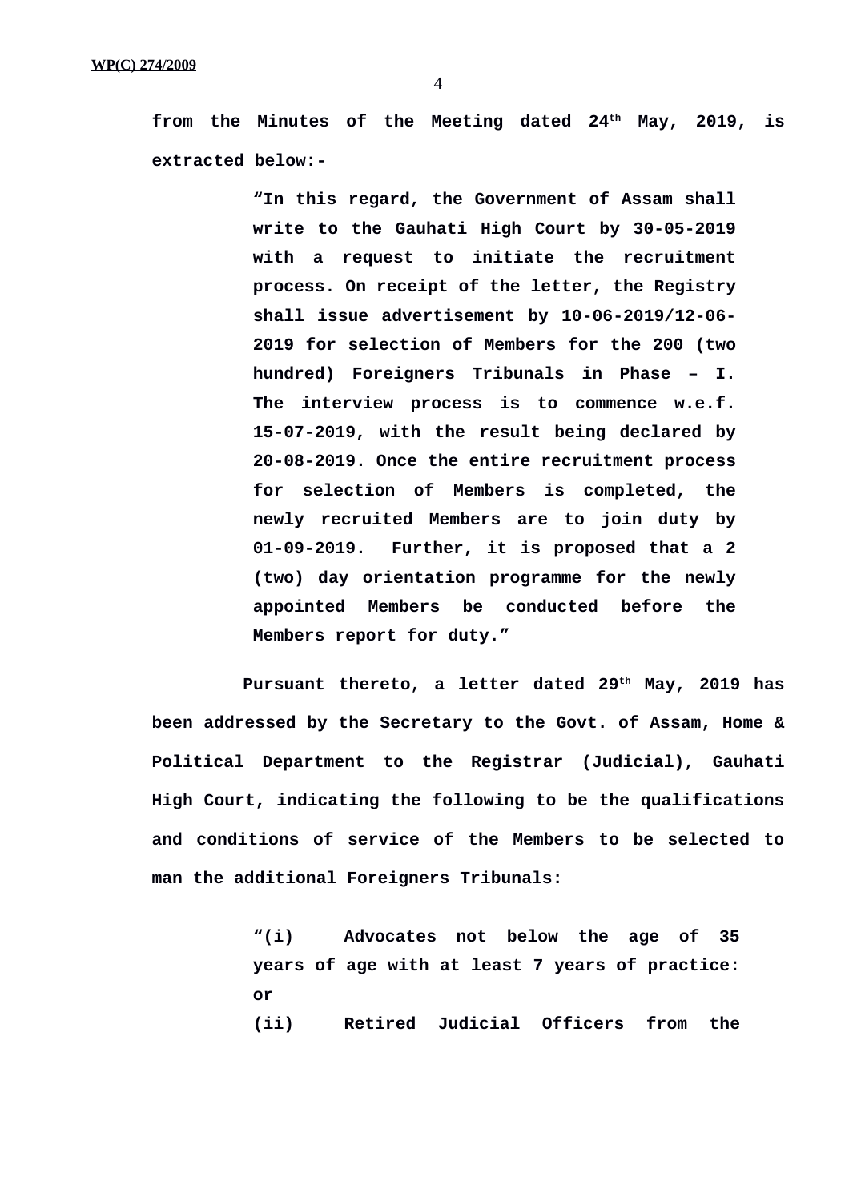**from the Minutes of the Meeting dated 24th May, 2019, is extracted below:-**

> **"In this regard, the Government of Assam shall write to the Gauhati High Court by 30-05-2019 with a request to initiate the recruitment process. On receipt of the letter, the Registry shall issue advertisement by 10-06-2019/12-06-2019 for selection of Members for the 200 (two hundred) Foreigners Tribunals in Phase – I. The interview process is to commence w.e.f. 15-07-2019, with the result being declared by 20-08-2019. Once the entire recruitment process for selection of Members is completed, the newly recruited Members are to join duty by 01-09-2019. Further, it is proposed that a 2 (two) day orientation programme for the newly appointed Members be conducted before the Members report for duty."**

**Pursuant thereto, a letter dated 29th May, 2019 has been addressed by the Secretary to the Govt. of Assam, Home & Political Department to the Registrar (Judicial), Gauhati High Court, indicating the following to be the qualifications and conditions of service of the Members to be selected to man the additional Foreigners Tribunals:**

> **"(i) Advocates not below the age of 35 years of age with at least 7 years of practice: or**
>
> **(ii) Retired Judicial Officers from the**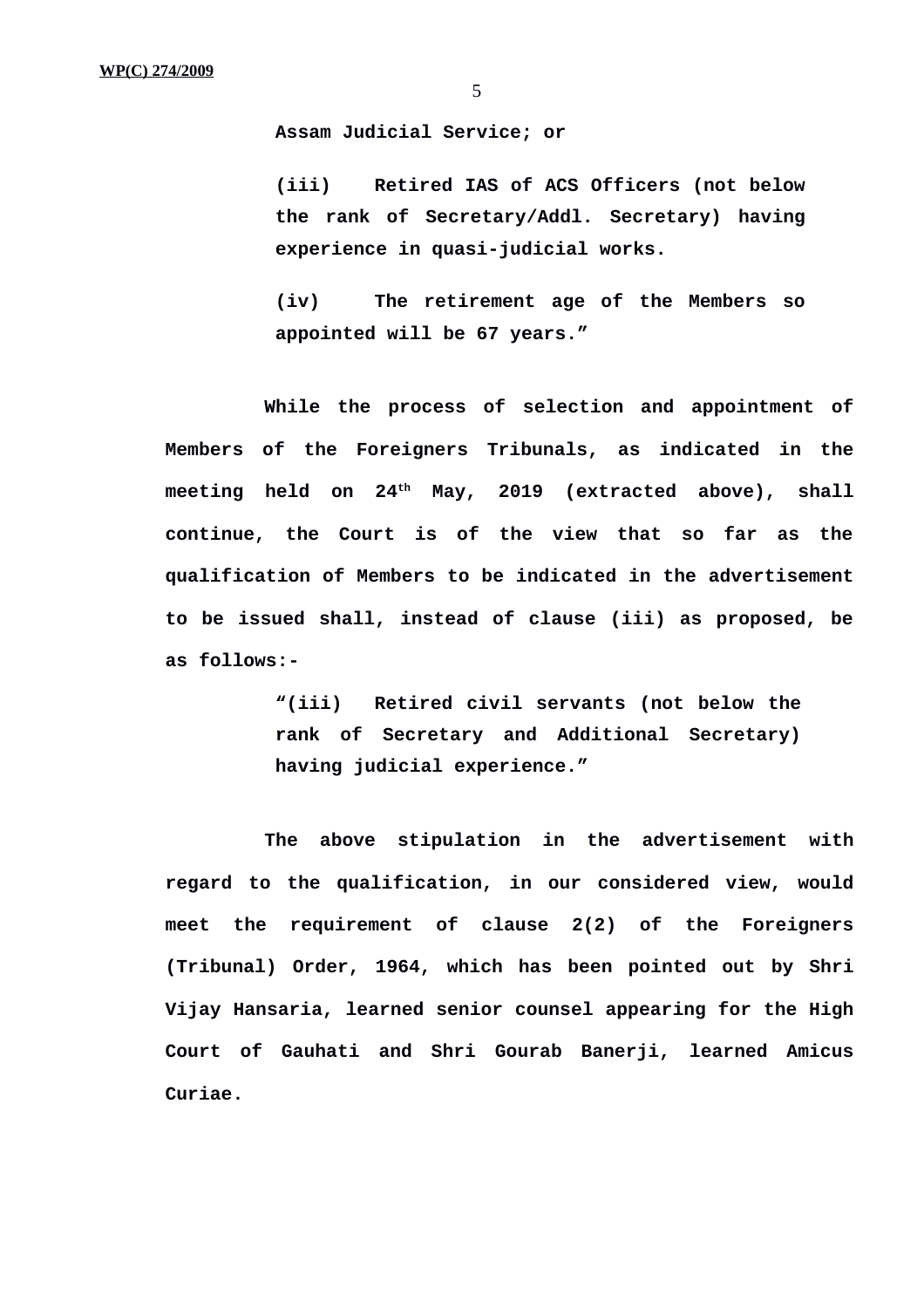**Assam Judicial Service; or**

> **(iii) Retired IAS of ACS Officers (not below the rank of Secretary/Addl. Secretary) having experience in quasi-judicial works.**
>
> **(iv) The retirement age of the Members so appointed will be 67 years."**

**While the process of selection and appointment of Members of the Foreigners Tribunals, as indicated in the meeting held on 24th May, 2019 (extracted above), shall continue, the Court is of the view that so far as the qualification of Members to be indicated in the advertisement to be issued shall, instead of clause (iii) as proposed, be as follows:-**

> **"(iii) Retired civil servants (not below the rank of Secretary and Additional Secretary) having judicial experience."**

**The above stipulation in the advertisement with regard to the qualification, in our considered view, would meet the requirement of clause 2(2) of the Foreigners (Tribunal) Order, 1964, which has been pointed out by Shri Vijay Hansaria, learned senior counsel appearing for the High Court of Gauhati and Shri Gourab Banerji, learned Amicus Curiae.**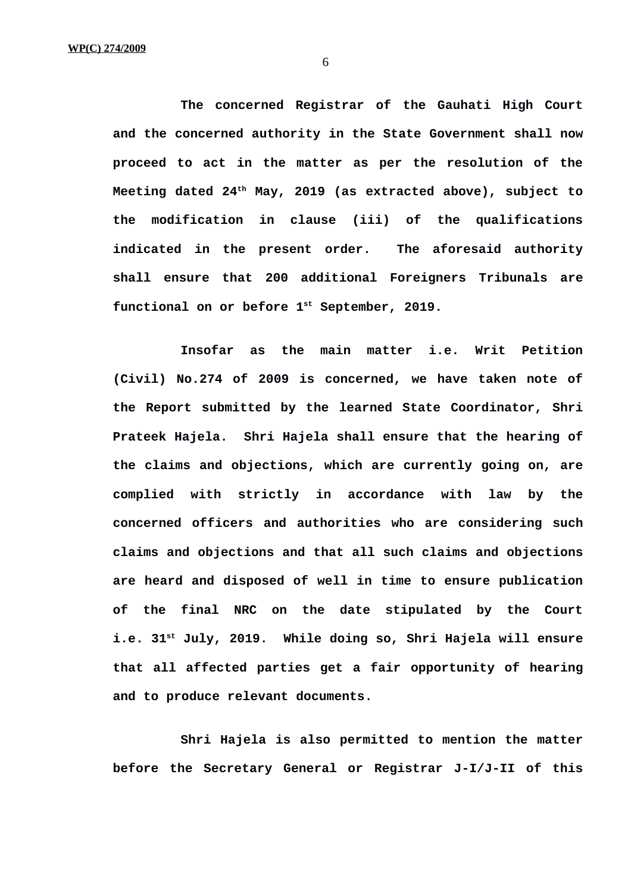**The concerned Registrar of the Gauhati High Court and the concerned authority in the State Government shall now proceed to act in the matter as per the resolution of the Meeting dated 24th May, 2019 (as extracted above), subject to the modification in clause (iii) of the qualifications indicated in the present order. The aforesaid authority shall ensure that 200 additional Foreigners Tribunals are functional on or before 1st September, 2019.**

**Insofar as the main matter i.e. Writ Petition (Civil) No.274 of 2009 is concerned, we have taken note of the Report submitted by the learned State Coordinator, Shri Prateek Hajela. Shri Hajela shall ensure that the hearing of the claims and objections, which are currently going on, are complied with strictly in accordance with law by the concerned officers and authorities who are considering such claims and objections and that all such claims and objections are heard and disposed of well in time to ensure publication of the final NRC on the date stipulated by the Court i.e. 31st July, 2019. While doing so, Shri Hajela will ensure that all affected parties get a fair opportunity of hearing and to produce relevant documents.**

**Shri Hajela is also permitted to mention the matter before the Secretary General or Registrar J-I/J-II of this**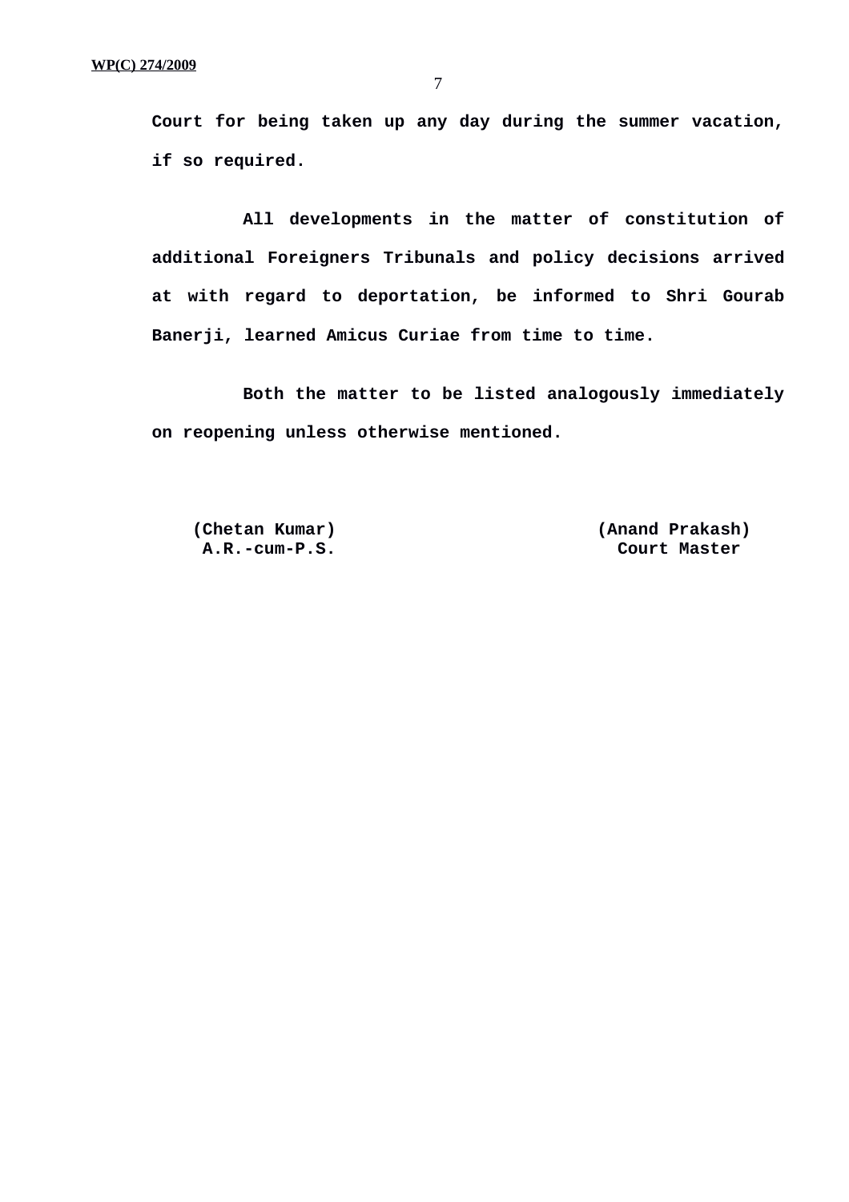**Court for being taken up any day during the summer vacation, if so required.**

**All developments in the matter of constitution of additional Foreigners Tribunals and policy decisions arrived at with regard to deportation, be informed to Shri Gourab Banerji, learned Amicus Curiae from time to time.**

**Both the matter to be listed analogously immediately on reopening unless otherwise mentioned.**

| | |
|---|---|
| **(Chetan Kumar)** | **(Anand Prakash)** |
| **A.R.-cum-P.S.** | **Court Master** |